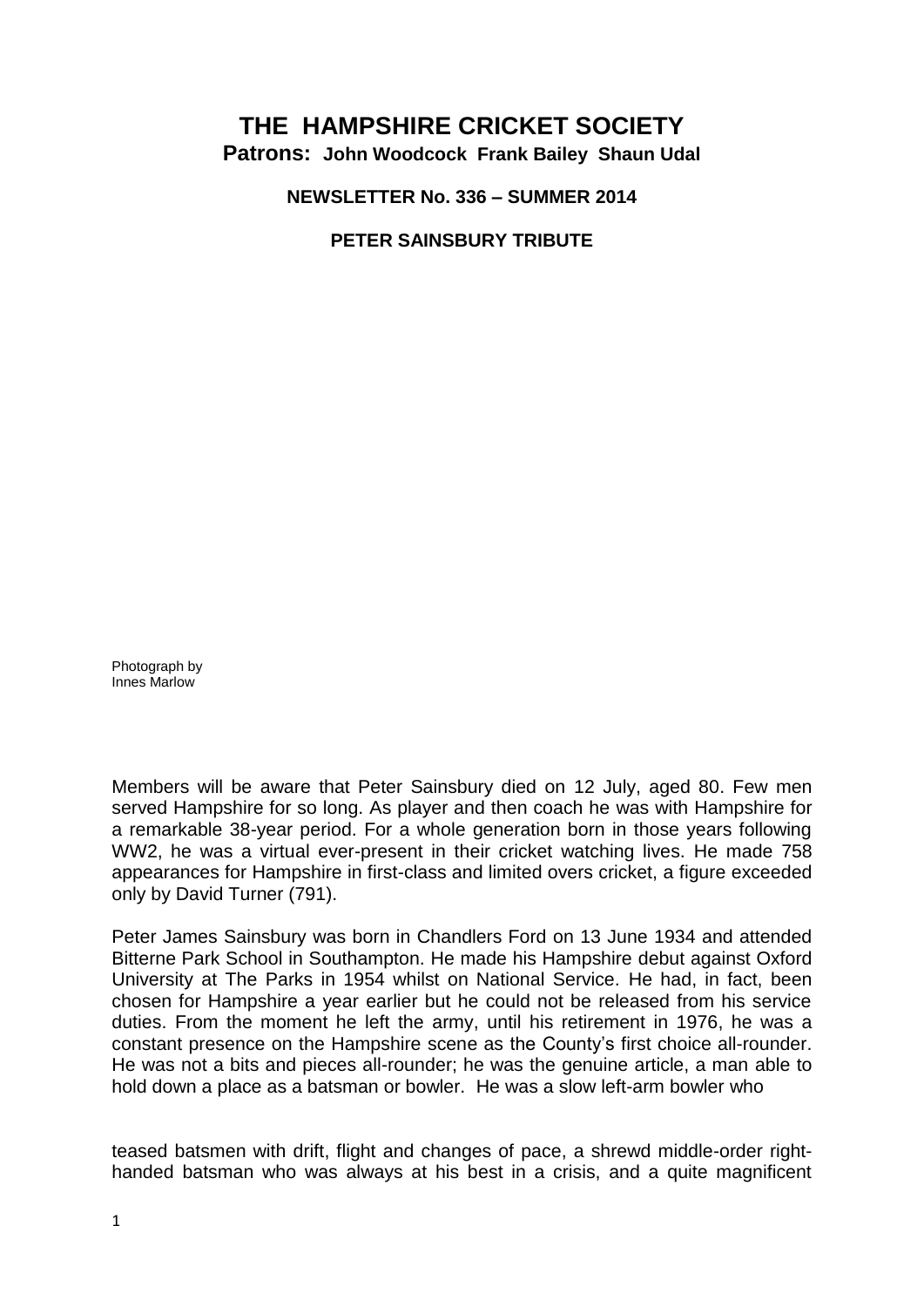# THE HAMPSHIRE CRICKET SOCIETY

**Patrons: John Woodcock Frank Bailey Shaun Udal**

**NEWSLETTER No. 336 – SUMMER 2014**

**PETER SAINSBURY TRIBUTE**

Photograph by
Innes Marlow

Members will be aware that Peter Sainsbury died on 12 July, aged 80. Few men served Hampshire for so long. As player and then coach he was with Hampshire for a remarkable 38-year period. For a whole generation born in those years following WW2, he was a virtual ever-present in their cricket watching lives. He made 758 appearances for Hampshire in first-class and limited overs cricket, a figure exceeded only by David Turner (791).

Peter James Sainsbury was born in Chandlers Ford on 13 June 1934 and attended Bitterne Park School in Southampton. He made his Hampshire debut against Oxford University at The Parks in 1954 whilst on National Service. He had, in fact, been chosen for Hampshire a year earlier but he could not be released from his service duties. From the moment he left the army, until his retirement in 1976, he was a constant presence on the Hampshire scene as the County's first choice all-rounder. He was not a bits and pieces all-rounder; he was the genuine article, a man able to hold down a place as a batsman or bowler. He was a slow left-arm bowler who

teased batsmen with drift, flight and changes of pace, a shrewd middle-order right-handed batsman who was always at his best in a crisis, and a quite magnificent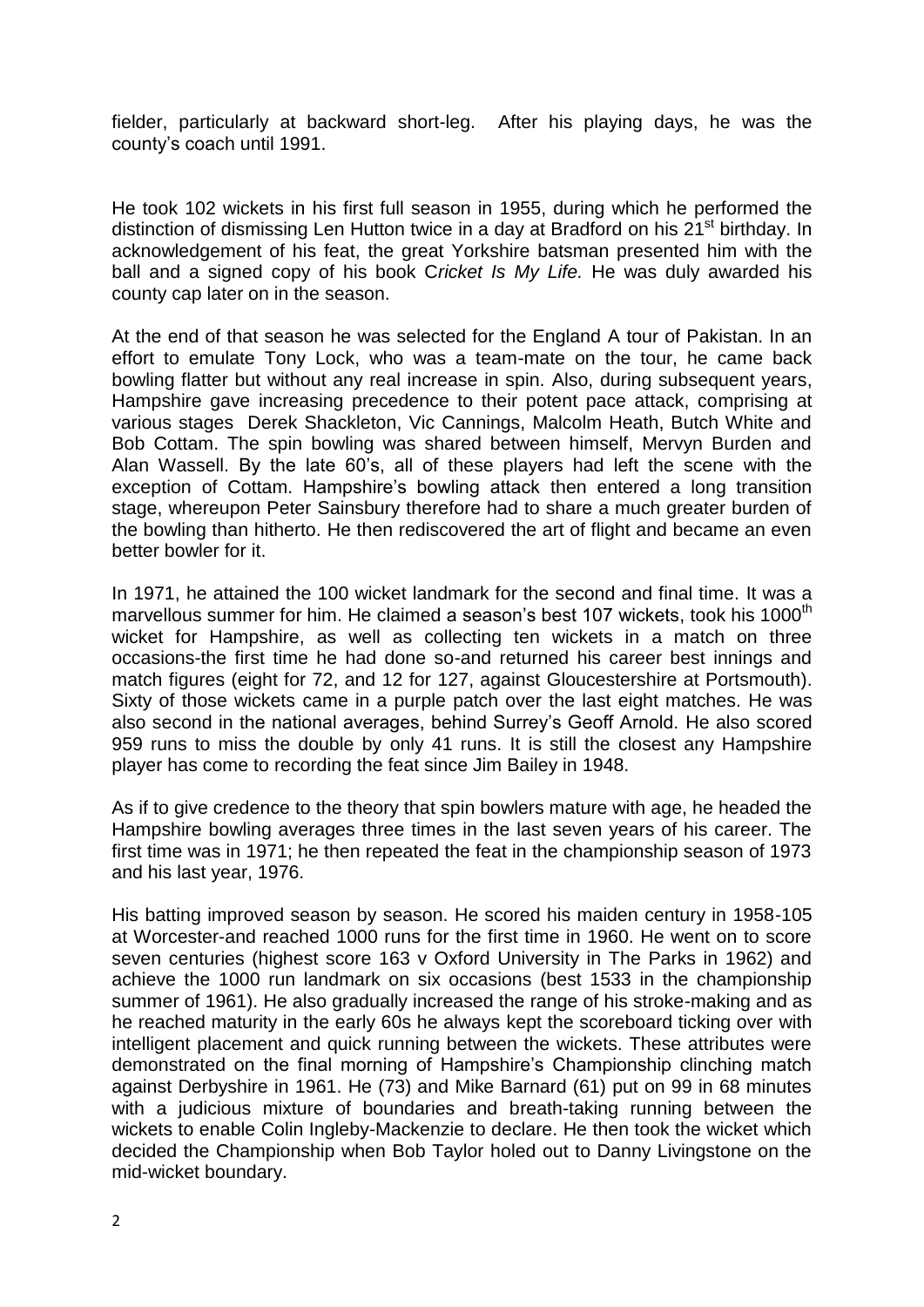fielder, particularly at backward short-leg. After his playing days, he was the county's coach until 1991.

He took 102 wickets in his first full season in 1955, during which he performed the distinction of dismissing Len Hutton twice in a day at Bradford on his 21st birthday. In acknowledgement of his feat, the great Yorkshire batsman presented him with the ball and a signed copy of his book C*ricket Is My Life.* He was duly awarded his county cap later on in the season.

At the end of that season he was selected for the England A tour of Pakistan. In an effort to emulate Tony Lock, who was a team-mate on the tour, he came back bowling flatter but without any real increase in spin. Also, during subsequent years, Hampshire gave increasing precedence to their potent pace attack, comprising at various stages Derek Shackleton, Vic Cannings, Malcolm Heath, Butch White and Bob Cottam. The spin bowling was shared between himself, Mervyn Burden and Alan Wassell. By the late 60's, all of these players had left the scene with the exception of Cottam. Hampshire's bowling attack then entered a long transition stage, whereupon Peter Sainsbury therefore had to share a much greater burden of the bowling than hitherto. He then rediscovered the art of flight and became an even better bowler for it.

In 1971, he attained the 100 wicket landmark for the second and final time. It was a marvellous summer for him. He claimed a season's best 107 wickets, took his 1000th wicket for Hampshire, as well as collecting ten wickets in a match on three occasions-the first time he had done so-and returned his career best innings and match figures (eight for 72, and 12 for 127, against Gloucestershire at Portsmouth). Sixty of those wickets came in a purple patch over the last eight matches. He was also second in the national averages, behind Surrey's Geoff Arnold. He also scored 959 runs to miss the double by only 41 runs. It is still the closest any Hampshire player has come to recording the feat since Jim Bailey in 1948.

As if to give credence to the theory that spin bowlers mature with age, he headed the Hampshire bowling averages three times in the last seven years of his career. The first time was in 1971; he then repeated the feat in the championship season of 1973 and his last year, 1976.

His batting improved season by season. He scored his maiden century in 1958-105 at Worcester-and reached 1000 runs for the first time in 1960. He went on to score seven centuries (highest score 163 v Oxford University in The Parks in 1962) and achieve the 1000 run landmark on six occasions (best 1533 in the championship summer of 1961). He also gradually increased the range of his stroke-making and as he reached maturity in the early 60s he always kept the scoreboard ticking over with intelligent placement and quick running between the wickets. These attributes were demonstrated on the final morning of Hampshire's Championship clinching match against Derbyshire in 1961. He (73) and Mike Barnard (61) put on 99 in 68 minutes with a judicious mixture of boundaries and breath-taking running between the wickets to enable Colin Ingleby-Mackenzie to declare. He then took the wicket which decided the Championship when Bob Taylor holed out to Danny Livingstone on the mid-wicket boundary.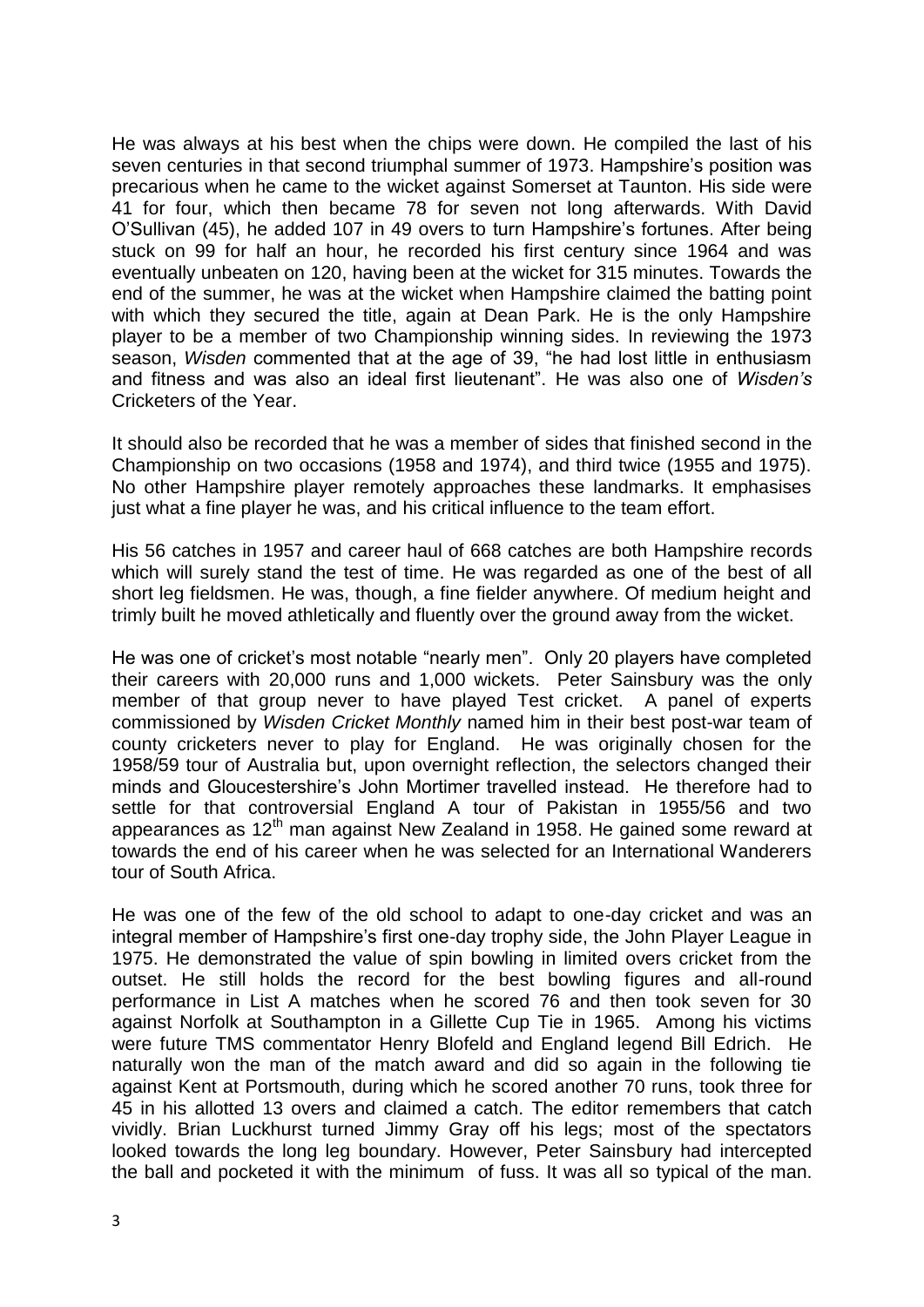He was always at his best when the chips were down. He compiled the last of his seven centuries in that second triumphal summer of 1973. Hampshire's position was precarious when he came to the wicket against Somerset at Taunton. His side were 41 for four, which then became 78 for seven not long afterwards. With David O'Sullivan (45), he added 107 in 49 overs to turn Hampshire's fortunes. After being stuck on 99 for half an hour, he recorded his first century since 1964 and was eventually unbeaten on 120, having been at the wicket for 315 minutes. Towards the end of the summer, he was at the wicket when Hampshire claimed the batting point with which they secured the title, again at Dean Park. He is the only Hampshire player to be a member of two Championship winning sides. In reviewing the 1973 season, *Wisden* commented that at the age of 39, "he had lost little in enthusiasm and fitness and was also an ideal first lieutenant". He was also one of *Wisden's* Cricketers of the Year.

It should also be recorded that he was a member of sides that finished second in the Championship on two occasions (1958 and 1974), and third twice (1955 and 1975). No other Hampshire player remotely approaches these landmarks. It emphasises just what a fine player he was, and his critical influence to the team effort.

His 56 catches in 1957 and career haul of 668 catches are both Hampshire records which will surely stand the test of time. He was regarded as one of the best of all short leg fieldsmen. He was, though, a fine fielder anywhere. Of medium height and trimly built he moved athletically and fluently over the ground away from the wicket.

He was one of cricket's most notable "nearly men". Only 20 players have completed their careers with 20,000 runs and 1,000 wickets. Peter Sainsbury was the only member of that group never to have played Test cricket. A panel of experts commissioned by *Wisden Cricket Monthly* named him in their best post-war team of county cricketers never to play for England. He was originally chosen for the 1958/59 tour of Australia but, upon overnight reflection, the selectors changed their minds and Gloucestershire's John Mortimer travelled instead. He therefore had to settle for that controversial England A tour of Pakistan in 1955/56 and two appearances as 12th man against New Zealand in 1958. He gained some reward at towards the end of his career when he was selected for an International Wanderers tour of South Africa.

He was one of the few of the old school to adapt to one-day cricket and was an integral member of Hampshire's first one-day trophy side, the John Player League in 1975. He demonstrated the value of spin bowling in limited overs cricket from the outset. He still holds the record for the best bowling figures and all-round performance in List A matches when he scored 76 and then took seven for 30 against Norfolk at Southampton in a Gillette Cup Tie in 1965. Among his victims were future TMS commentator Henry Blofeld and England legend Bill Edrich. He naturally won the man of the match award and did so again in the following tie against Kent at Portsmouth, during which he scored another 70 runs, took three for 45 in his allotted 13 overs and claimed a catch. The editor remembers that catch vividly. Brian Luckhurst turned Jimmy Gray off his legs; most of the spectators looked towards the long leg boundary. However, Peter Sainsbury had intercepted the ball and pocketed it with the minimum of fuss. It was all so typical of the man.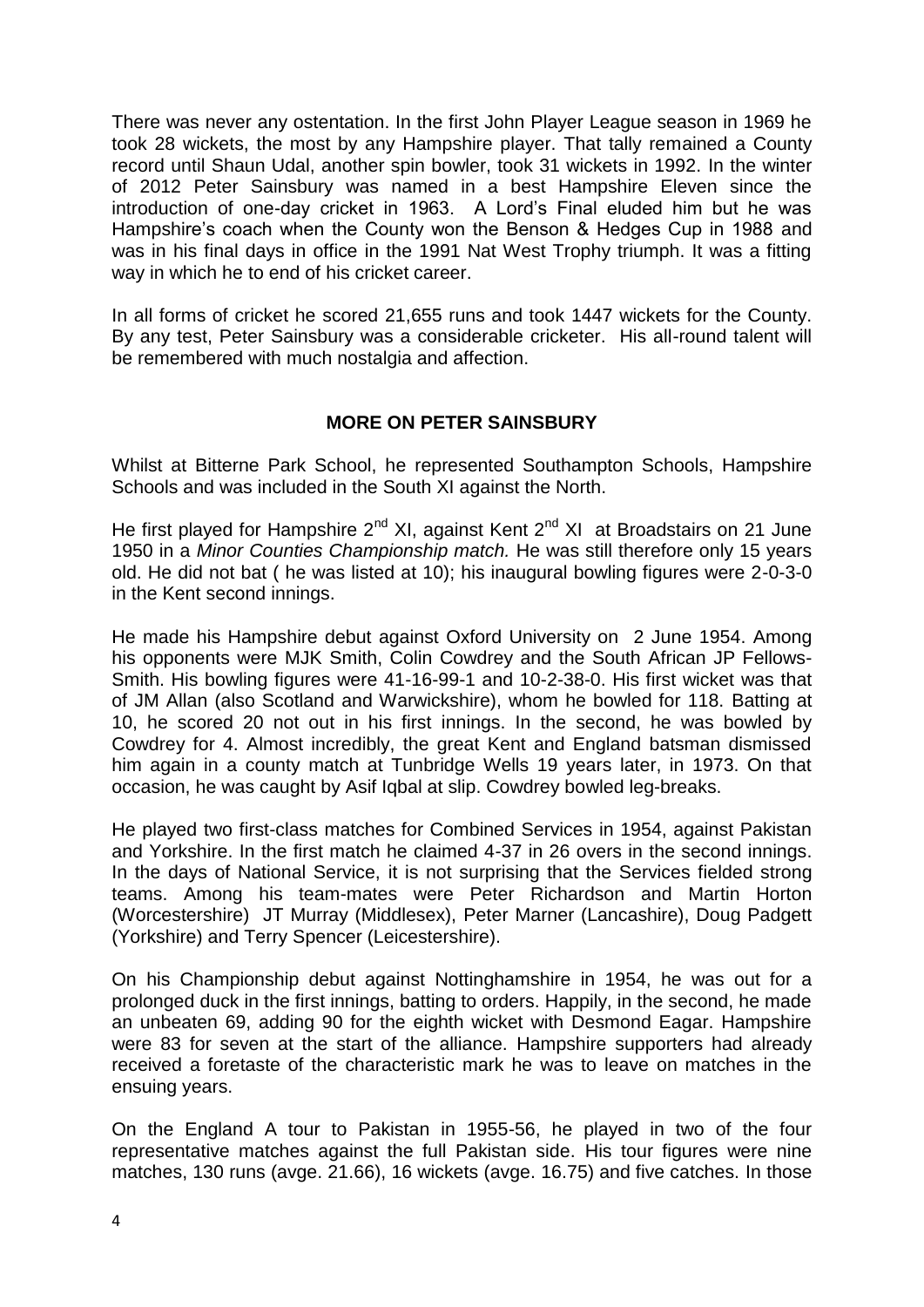There was never any ostentation. In the first John Player League season in 1969 he took 28 wickets, the most by any Hampshire player. That tally remained a County record until Shaun Udal, another spin bowler, took 31 wickets in 1992. In the winter of 2012 Peter Sainsbury was named in a best Hampshire Eleven since the introduction of one-day cricket in 1963. A Lord's Final eluded him but he was Hampshire's coach when the County won the Benson & Hedges Cup in 1988 and was in his final days in office in the 1991 Nat West Trophy triumph. It was a fitting way in which he to end of his cricket career.

In all forms of cricket he scored 21,655 runs and took 1447 wickets for the County. By any test, Peter Sainsbury was a considerable cricketer. His all-round talent will be remembered with much nostalgia and affection.

## MORE ON PETER SAINSBURY

Whilst at Bitterne Park School, he represented Southampton Schools, Hampshire Schools and was included in the South XI against the North.

He first played for Hampshire 2nd XI, against Kent 2nd XI at Broadstairs on 21 June 1950 in a *Minor Counties Championship match.* He was still therefore only 15 years old. He did not bat ( he was listed at 10); his inaugural bowling figures were 2-0-3-0 in the Kent second innings.

He made his Hampshire debut against Oxford University on 2 June 1954. Among his opponents were MJK Smith, Colin Cowdrey and the South African JP Fellows-Smith. His bowling figures were 41-16-99-1 and 10-2-38-0. His first wicket was that of JM Allan (also Scotland and Warwickshire), whom he bowled for 118. Batting at 10, he scored 20 not out in his first innings. In the second, he was bowled by Cowdrey for 4. Almost incredibly, the great Kent and England batsman dismissed him again in a county match at Tunbridge Wells 19 years later, in 1973. On that occasion, he was caught by Asif Iqbal at slip. Cowdrey bowled leg-breaks.

He played two first-class matches for Combined Services in 1954, against Pakistan and Yorkshire. In the first match he claimed 4-37 in 26 overs in the second innings. In the days of National Service, it is not surprising that the Services fielded strong teams. Among his team-mates were Peter Richardson and Martin Horton (Worcestershire) JT Murray (Middlesex), Peter Marner (Lancashire), Doug Padgett (Yorkshire) and Terry Spencer (Leicestershire).

On his Championship debut against Nottinghamshire in 1954, he was out for a prolonged duck in the first innings, batting to orders. Happily, in the second, he made an unbeaten 69, adding 90 for the eighth wicket with Desmond Eagar. Hampshire were 83 for seven at the start of the alliance. Hampshire supporters had already received a foretaste of the characteristic mark he was to leave on matches in the ensuing years.

On the England A tour to Pakistan in 1955-56, he played in two of the four representative matches against the full Pakistan side. His tour figures were nine matches, 130 runs (avge. 21.66), 16 wickets (avge. 16.75) and five catches. In those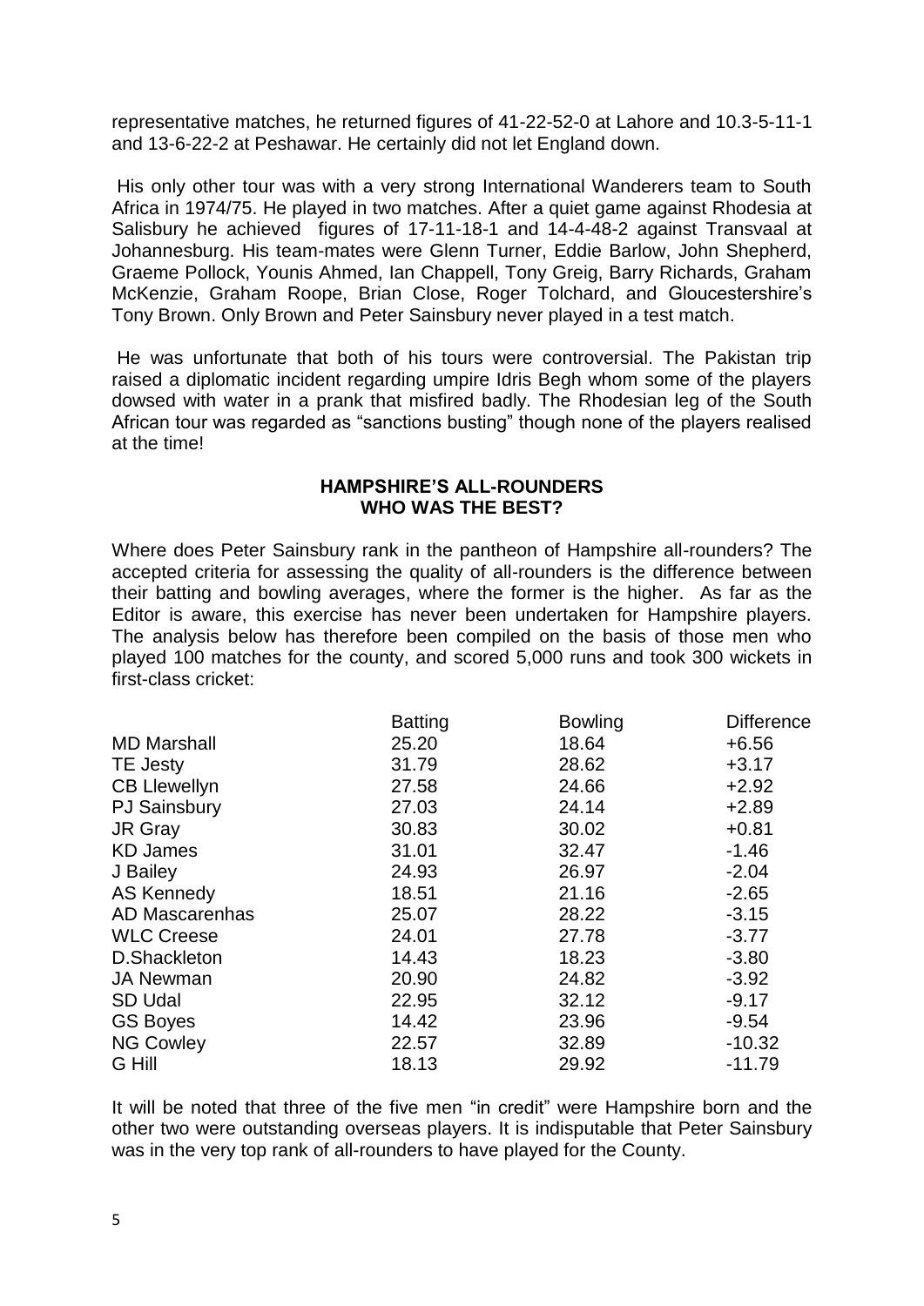representative matches, he returned figures of 41-22-52-0 at Lahore and 10.3-5-11-1 and 13-6-22-2 at Peshawar. He certainly did not let England down.

His only other tour was with a very strong International Wanderers team to South Africa in 1974/75. He played in two matches. After a quiet game against Rhodesia at Salisbury he achieved figures of 17-11-18-1 and 14-4-48-2 against Transvaal at Johannesburg. His team-mates were Glenn Turner, Eddie Barlow, John Shepherd, Graeme Pollock, Younis Ahmed, Ian Chappell, Tony Greig, Barry Richards, Graham McKenzie, Graham Roope, Brian Close, Roger Tolchard, and Gloucestershire's Tony Brown. Only Brown and Peter Sainsbury never played in a test match.

He was unfortunate that both of his tours were controversial. The Pakistan trip raised a diplomatic incident regarding umpire Idris Begh whom some of the players dowsed with water in a prank that misfired badly. The Rhodesian leg of the South African tour was regarded as "sanctions busting" though none of the players realised at the time!

## HAMPSHIRE'S ALL-ROUNDERS
## WHO WAS THE BEST?

Where does Peter Sainsbury rank in the pantheon of Hampshire all-rounders? The accepted criteria for assessing the quality of all-rounders is the difference between their batting and bowling averages, where the former is the higher. As far as the Editor is aware, this exercise has never been undertaken for Hampshire players. The analysis below has therefore been compiled on the basis of those men who played 100 matches for the county, and scored 5,000 runs and took 300 wickets in first-class cricket:

| | Batting | Bowling | Difference |
|---|---|---|---|
| MD Marshall | 25.20 | 18.64 | +6.56 |
| TE Jesty | 31.79 | 28.62 | +3.17 |
| CB Llewellyn | 27.58 | 24.66 | +2.92 |
| PJ Sainsbury | 27.03 | 24.14 | +2.89 |
| JR Gray | 30.83 | 30.02 | +0.81 |
| KD James | 31.01 | 32.47 | -1.46 |
| J Bailey | 24.93 | 26.97 | -2.04 |
| AS Kennedy | 18.51 | 21.16 | -2.65 |
| AD Mascarenhas | 25.07 | 28.22 | -3.15 |
| WLC Creese | 24.01 | 27.78 | -3.77 |
| D.Shackleton | 14.43 | 18.23 | -3.80 |
| JA Newman | 20.90 | 24.82 | -3.92 |
| SD Udal | 22.95 | 32.12 | -9.17 |
| GS Boyes | 14.42 | 23.96 | -9.54 |
| NG Cowley | 22.57 | 32.89 | -10.32 |
| G Hill | 18.13 | 29.92 | -11.79 |

It will be noted that three of the five men "in credit" were Hampshire born and the other two were outstanding overseas players. It is indisputable that Peter Sainsbury was in the very top rank of all-rounders to have played for the County.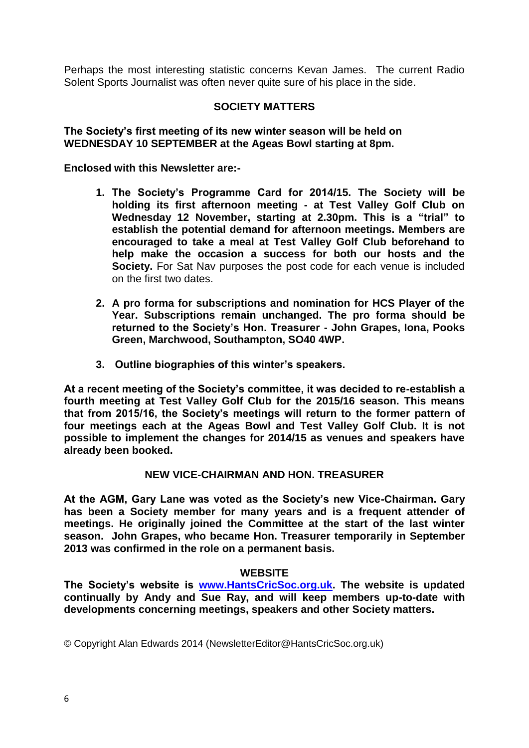Perhaps the most interesting statistic concerns Kevan James. The current Radio Solent Sports Journalist was often never quite sure of his place in the side.

## SOCIETY MATTERS

**The Society's first meeting of its new winter season will be held on WEDNESDAY 10 SEPTEMBER at the Ageas Bowl starting at 8pm.**

**Enclosed with this Newsletter are:-**

1. **The Society's Programme Card for 2014/15. The Society will be holding its first afternoon meeting - at Test Valley Golf Club on Wednesday 12 November, starting at 2.30pm. This is a "trial" to establish the potential demand for afternoon meetings. Members are encouraged to take a meal at Test Valley Golf Club beforehand to help make the occasion a success for both our hosts and the Society.** For Sat Nav purposes the post code for each venue is included on the first two dates.

2. **A pro forma for subscriptions and nomination for HCS Player of the Year. Subscriptions remain unchanged. The pro forma should be returned to the Society's Hon. Treasurer - John Grapes, Iona, Pooks Green, Marchwood, Southampton, SO40 4WP.**

3. **Outline biographies of this winter's speakers.**

**At a recent meeting of the Society's committee, it was decided to re-establish a fourth meeting at Test Valley Golf Club for the 2015/16 season. This means that from 2015/16, the Society's meetings will return to the former pattern of four meetings each at the Ageas Bowl and Test Valley Golf Club. It is not possible to implement the changes for 2014/15 as venues and speakers have already been booked.**

## NEW VICE-CHAIRMAN AND HON. TREASURER

**At the AGM, Gary Lane was voted as the Society's new Vice-Chairman. Gary has been a Society member for many years and is a frequent attender of meetings. He originally joined the Committee at the start of the last winter season. John Grapes, who became Hon. Treasurer temporarily in September 2013 was confirmed in the role on a permanent basis.**

## WEBSITE

**The Society's website is [www.HantsCricSoc.org.uk](http://www.HantsCricSoc.org.uk). The website is updated continually by Andy and Sue Ray, and will keep members up-to-date with developments concerning meetings, speakers and other Society matters.**

© Copyright Alan Edwards 2014 (NewsletterEditor@HantsCricSoc.org.uk)